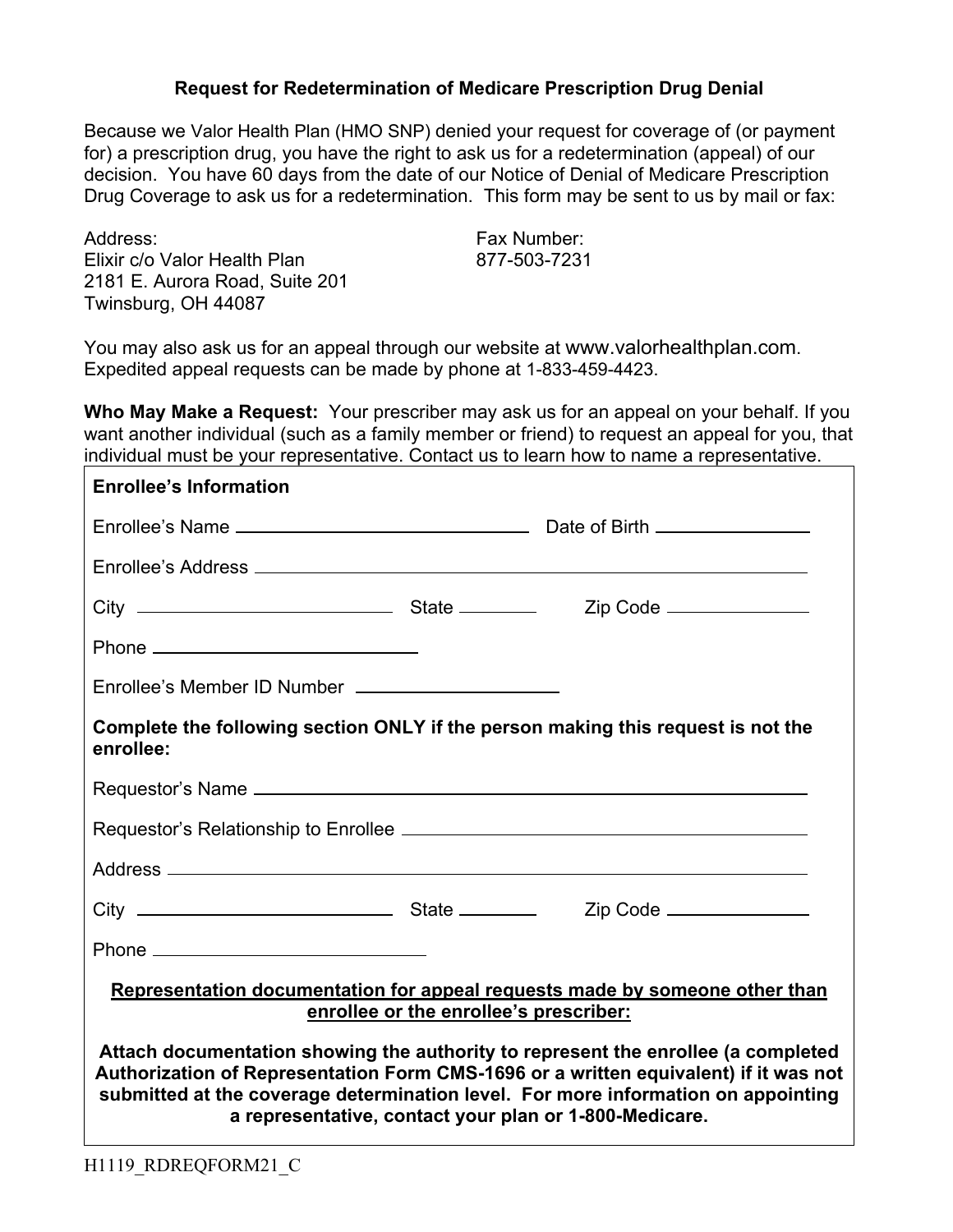# Request for Redetermination of Medicare Prescription Drug Denial

Because we Valor Health Plan (HMO SNP) denied your request for coverage of (or payment for) a prescription drug, you have the right to ask us for a redetermination (appeal) of our decision. You have 60 days from the date of our Notice of Denial of Medicare Prescription Drug Coverage to ask us for a redetermination. This form may be sent to us by mail or fax:

Address:
Elixir c/o Valor Health Plan
2181 E. Aurora Road, Suite 201
Twinsburg, OH 44087

Fax Number:
877-503-7231

You may also ask us for an appeal through our website at www.valorhealthplan.com. Expedited appeal requests can be made by phone at 1-833-459-4423.

**Who May Make a Request:** Your prescriber may ask us for an appeal on your behalf. If you want another individual (such as a family member or friend) to request an appeal for you, that individual must be your representative. Contact us to learn how to name a representative.

**Enrollee's Information**

Enrollee's Name ______________________________ Date of Birth ______________

Enrollee's Address ____________________________________________________________

City ________________________ State ________ Zip Code ______________

Phone ________________________

Enrollee's Member ID Number ____________________

**Complete the following section ONLY if the person making this request is not the enrollee:**

Requestor's Name ______________________________________________________________

Requestor's Relationship to Enrollee _________________________________________

Address ______________________________________________________________________

City ________________________ State ________ Zip Code ______________

Phone ________________________

**Representation documentation for appeal requests made by someone other than enrollee or the enrollee's prescriber:**

**Attach documentation showing the authority to represent the enrollee (a completed Authorization of Representation Form CMS-1696 or a written equivalent) if it was not submitted at the coverage determination level. For more information on appointing a representative, contact your plan or 1-800-Medicare.**

H1119_RDREQFORM21_C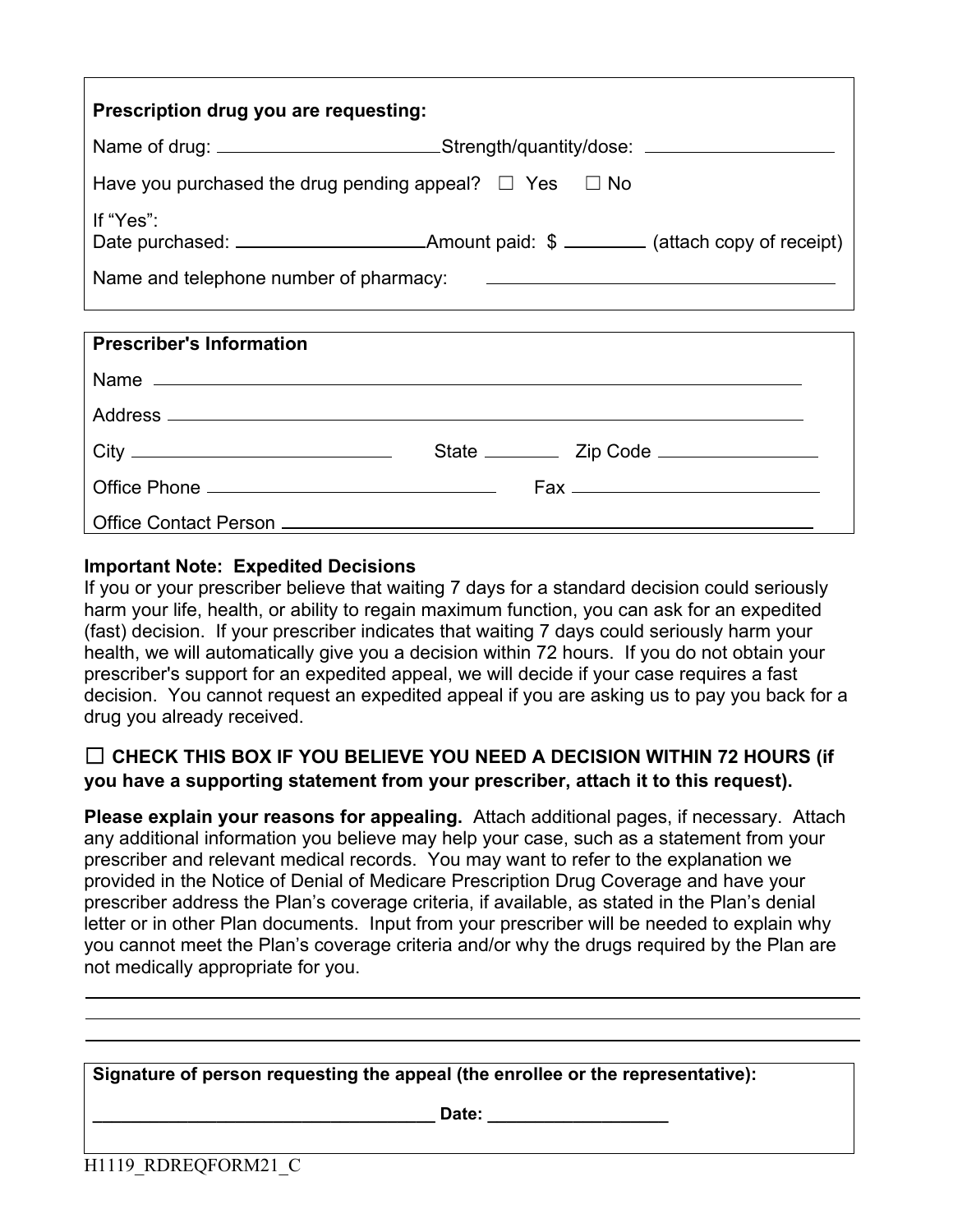**Prescription drug you are requesting:**

Name of drug: ______________________ Strength/quantity/dose: ____________________

Have you purchased the drug pending appeal? ☐ Yes ☐ No

If "Yes":
Date purchased: ____________________ Amount paid: $ ________ (attach copy of receipt)

Name and telephone number of pharmacy: ________________________________________

**Prescriber's Information**

Name ______________________________________________________________

Address ____________________________________________________________

City ___________________________ State ________ Zip Code ________________

Office Phone ______________________________ Fax __________________________

Office Contact Person ________________________________________________

**Important Note: Expedited Decisions**
If you or your prescriber believe that waiting 7 days for a standard decision could seriously harm your life, health, or ability to regain maximum function, you can ask for an expedited (fast) decision. If your prescriber indicates that waiting 7 days could seriously harm your health, we will automatically give you a decision within 72 hours. If you do not obtain your prescriber's support for an expedited appeal, we will decide if your case requires a fast decision. You cannot request an expedited appeal if you are asking us to pay you back for a drug you already received.

☐ **CHECK THIS BOX IF YOU BELIEVE YOU NEED A DECISION WITHIN 72 HOURS (if you have a supporting statement from your prescriber, attach it to this request).**

**Please explain your reasons for appealing.** Attach additional pages, if necessary. Attach any additional information you believe may help your case, such as a statement from your prescriber and relevant medical records. You may want to refer to the explanation we provided in the Notice of Denial of Medicare Prescription Drug Coverage and have your prescriber address the Plan's coverage criteria, if available, as stated in the Plan's denial letter or in other Plan documents. Input from your prescriber will be needed to explain why you cannot meet the Plan's coverage criteria and/or why the drugs required by the Plan are not medically appropriate for you.

______________________________________________________________________________

______________________________________________________________________________

______________________________________________________________________________

**Signature of person requesting the appeal (the enrollee or the representative):**

**___________________________________ Date: __________________**

H1119_RDREQFORM21_C